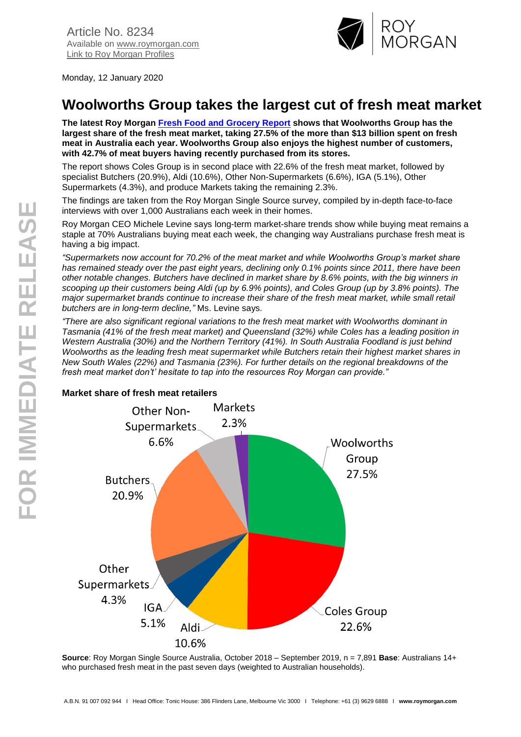Article No. 8234
Available on www.roymorgan.com
Link to Roy Morgan Profiles

Monday, 12 January 2020

# Woolworths Group takes the largest cut of fresh meat market

**The latest Roy Morgan Fresh Food and Grocery Report shows that Woolworths Group has the largest share of the fresh meat market, taking 27.5% of the more than $13 billion spent on fresh meat in Australia each year. Woolworths Group also enjoys the highest number of customers, with 42.7% of meat buyers having recently purchased from its stores.**

The report shows Coles Group is in second place with 22.6% of the fresh meat market, followed by specialist Butchers (20.9%), Aldi (10.6%), Other Non-Supermarkets (6.6%), IGA (5.1%), Other Supermarkets (4.3%), and produce Markets taking the remaining 2.3%.

The findings are taken from the Roy Morgan Single Source survey, compiled by in-depth face-to-face interviews with over 1,000 Australians each week in their homes.

Roy Morgan CEO Michele Levine says long-term market-share trends show while buying meat remains a staple at 70% Australians buying meat each week, the changing way Australians purchase fresh meat is having a big impact.

*"Supermarkets now account for 70.2% of the meat market and while Woolworths Group's market share has remained steady over the past eight years, declining only 0.1% points since 2011, there have been other notable changes. Butchers have declined in market share by 8.6% points, with the big winners in scooping up their customers being Aldi (up by 6.9% points), and Coles Group (up by 3.8% points). The major supermarket brands continue to increase their share of the fresh meat market, while small retail butchers are in long-term decline,"* Ms. Levine says.

*"There are also significant regional variations to the fresh meat market with Woolworths dominant in Tasmania (41% of the fresh meat market) and Queensland (32%) while Coles has a leading position in Western Australia (30%) and the Northern Territory (41%). In South Australia Foodland is just behind Woolworths as the leading fresh meat supermarket while Butchers retain their highest market shares in New South Wales (22%) and Tasmania (23%). For further details on the regional breakdowns of the fresh meat market don't' hesitate to tap into the resources Roy Morgan can provide."*

**Market share of fresh meat retailers**

| Retailer | Market share |
|---|---|
| Woolworths Group | 27.5% |
| Coles Group | 22.6% |
| Aldi | 10.6% |
| IGA | 5.1% |
| Other Supermarkets | 4.3% |
| Butchers | 20.9% |
| Other Non-Supermarkets | 6.6% |
| Markets | 2.3% |

**Source**: Roy Morgan Single Source Australia, October 2018 – September 2019, n = 7,891 **Base**: Australians 14+ who purchased fresh meat in the past seven days (weighted to Australian households).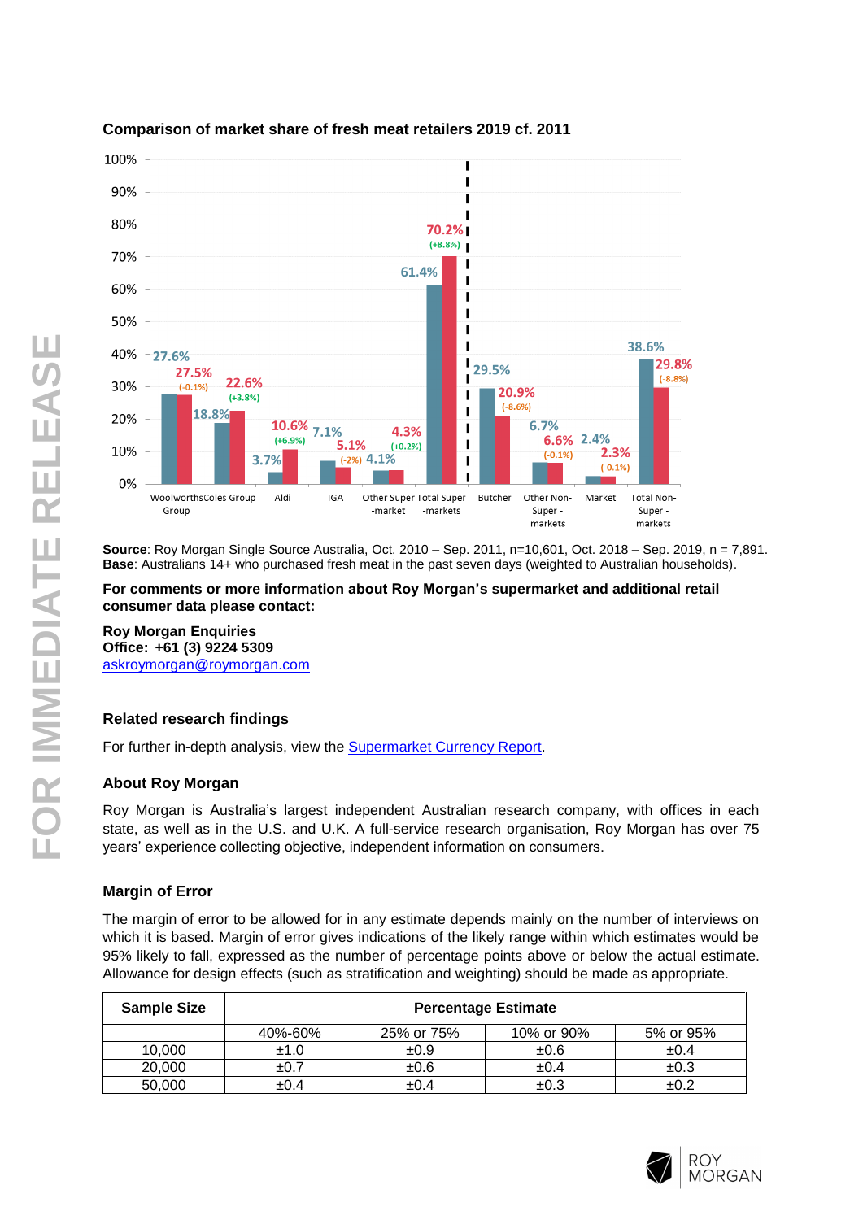**Comparison of market share of fresh meat retailers 2019 cf. 2011**

100%
90%
80%
70%
60%
50%
40%
30%
20%
10%
0%

Woolworths Group: 27.6% / 27.5% (-0.1%)
Coles Group: 18.8% / 22.6% (+3.8%)
Aldi: 3.7% / 10.6% (+6.9%)
IGA: 7.1% / 5.1% (-2%)
Other Super-market: 4.1% / 4.3% (+0.2%)
Total Super-markets: 61.4% / 70.2% (+8.8%)
Butcher: 29.5% / 20.9% (-8.6%)
Other Non-Super-markets: 6.7% / 6.6% (-0.1%)
Market: 2.4% / 2.3% (-0.1%)
Total Non-Super-markets: 38.6% / 29.8% (-8.8%)

**Source**: Roy Morgan Single Source Australia, Oct. 2010 – Sep. 2011, n=10,601, Oct. 2018 – Sep. 2019, n = 7,891.
**Base**: Australians 14+ who purchased fresh meat in the past seven days (weighted to Australian households).

**For comments or more information about Roy Morgan's supermarket and additional retail consumer data please contact:**

**Roy Morgan Enquiries**
**Office: +61 (3) 9224 5309**
askroymorgan@roymorgan.com

### Related research findings

For further in-depth analysis, view the Supermarket Currency Report.

### About Roy Morgan

Roy Morgan is Australia's largest independent Australian research company, with offices in each state, as well as in the U.S. and U.K. A full-service research organisation, Roy Morgan has over 75 years' experience collecting objective, independent information on consumers.

### Margin of Error

The margin of error to be allowed for in any estimate depends mainly on the number of interviews on which it is based. Margin of error gives indications of the likely range within which estimates would be 95% likely to fall, expressed as the number of percentage points above or below the actual estimate. Allowance for design effects (such as stratification and weighting) should be made as appropriate.

| Sample Size | Percentage Estimate | | | |
|---|---|---|---|---|
| | 40%-60% | 25% or 75% | 10% or 90% | 5% or 95% |
| 10,000 | ±1.0 | ±0.9 | ±0.6 | ±0.4 |
| 20,000 | ±0.7 | ±0.6 | ±0.4 | ±0.3 |
| 50,000 | ±0.4 | ±0.4 | ±0.3 | ±0.2 |